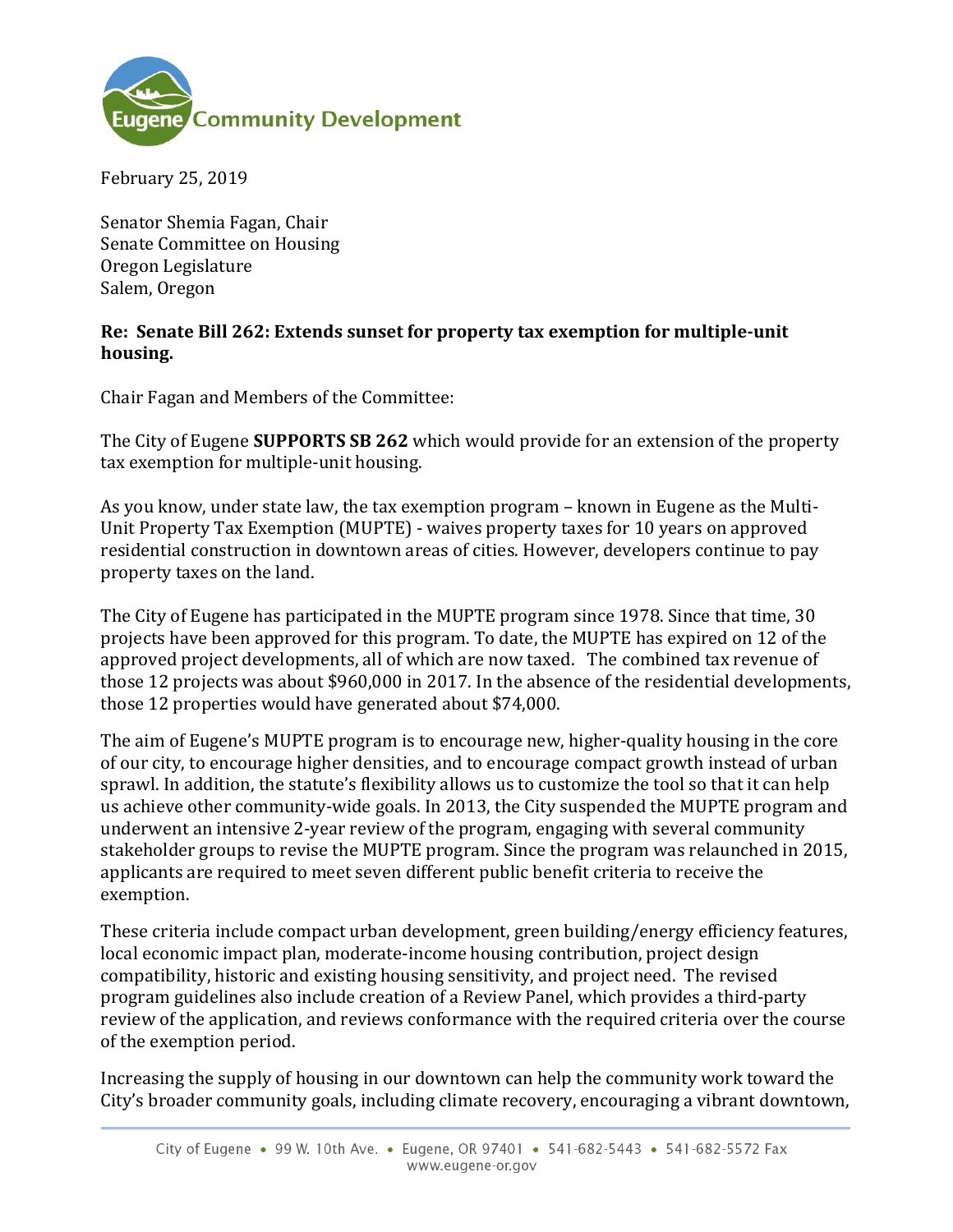Eugene Community Development

February 25, 2019

Senator Shemia Fagan, Chair
Senate Committee on Housing
Oregon Legislature
Salem, Oregon

**Re: Senate Bill 262: Extends sunset for property tax exemption for multiple-unit housing.**

Chair Fagan and Members of the Committee:

The City of Eugene **SUPPORTS SB 262** which would provide for an extension of the property tax exemption for multiple-unit housing.

As you know, under state law, the tax exemption program – known in Eugene as the Multi-Unit Property Tax Exemption (MUPTE) - waives property taxes for 10 years on approved residential construction in downtown areas of cities. However, developers continue to pay property taxes on the land.

The City of Eugene has participated in the MUPTE program since 1978. Since that time, 30 projects have been approved for this program. To date, the MUPTE has expired on 12 of the approved project developments, all of which are now taxed. The combined tax revenue of those 12 projects was about $960,000 in 2017. In the absence of the residential developments, those 12 properties would have generated about $74,000.

The aim of Eugene's MUPTE program is to encourage new, higher-quality housing in the core of our city, to encourage higher densities, and to encourage compact growth instead of urban sprawl. In addition, the statute's flexibility allows us to customize the tool so that it can help us achieve other community-wide goals. In 2013, the City suspended the MUPTE program and underwent an intensive 2-year review of the program, engaging with several community stakeholder groups to revise the MUPTE program. Since the program was relaunched in 2015, applicants are required to meet seven different public benefit criteria to receive the exemption.

These criteria include compact urban development, green building/energy efficiency features, local economic impact plan, moderate-income housing contribution, project design compatibility, historic and existing housing sensitivity, and project need. The revised program guidelines also include creation of a Review Panel, which provides a third-party review of the application, and reviews conformance with the required criteria over the course of the exemption period.

Increasing the supply of housing in our downtown can help the community work toward the City's broader community goals, including climate recovery, encouraging a vibrant downtown,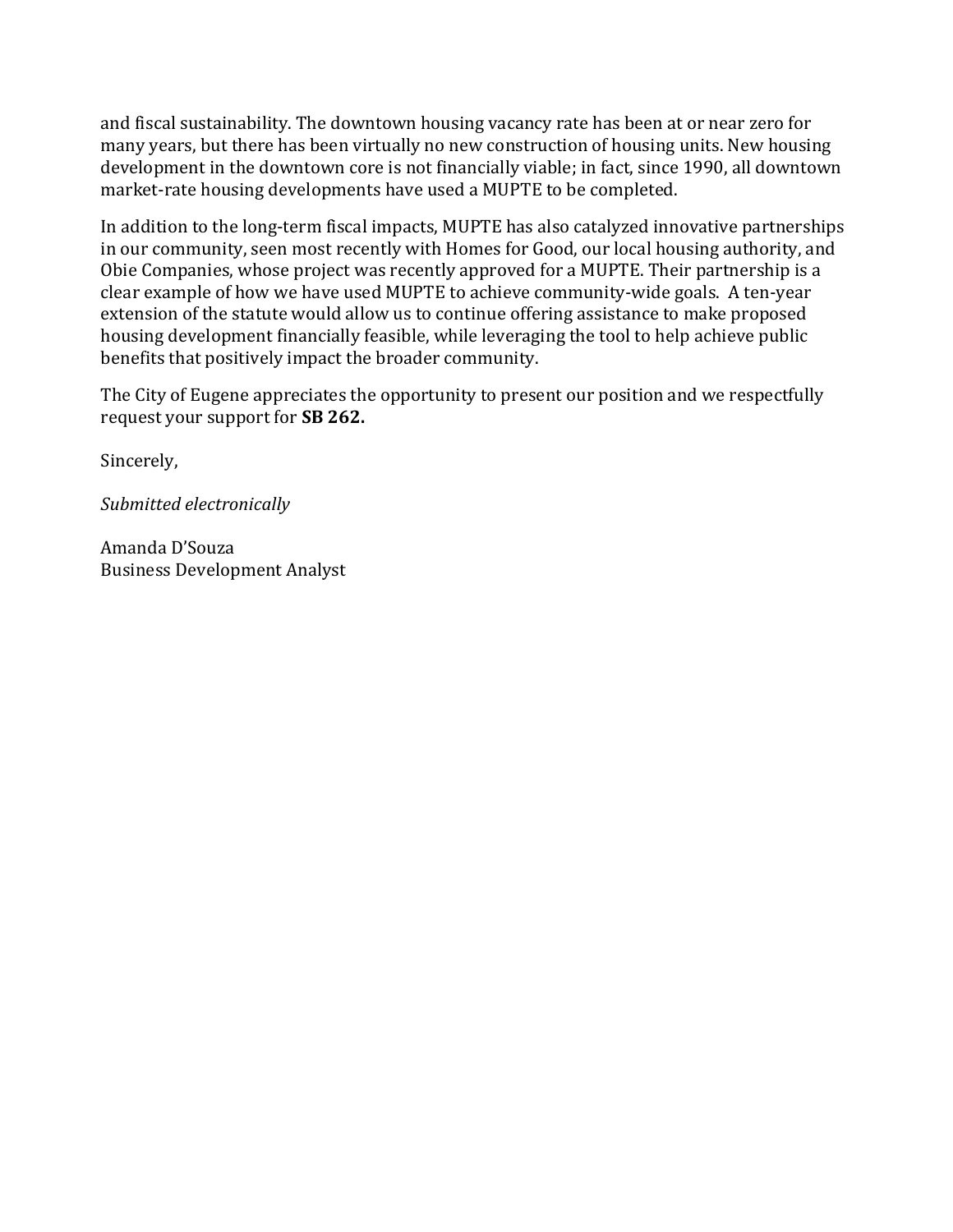and fiscal sustainability. The downtown housing vacancy rate has been at or near zero for many years, but there has been virtually no new construction of housing units. New housing development in the downtown core is not financially viable; in fact, since 1990, all downtown market-rate housing developments have used a MUPTE to be completed.

In addition to the long-term fiscal impacts, MUPTE has also catalyzed innovative partnerships in our community, seen most recently with Homes for Good, our local housing authority, and Obie Companies, whose project was recently approved for a MUPTE. Their partnership is a clear example of how we have used MUPTE to achieve community-wide goals. A ten-year extension of the statute would allow us to continue offering assistance to make proposed housing development financially feasible, while leveraging the tool to help achieve public benefits that positively impact the broader community.

The City of Eugene appreciates the opportunity to present our position and we respectfully request your support for **SB 262.**

Sincerely,

*Submitted electronically*

Amanda D'Souza
Business Development Analyst